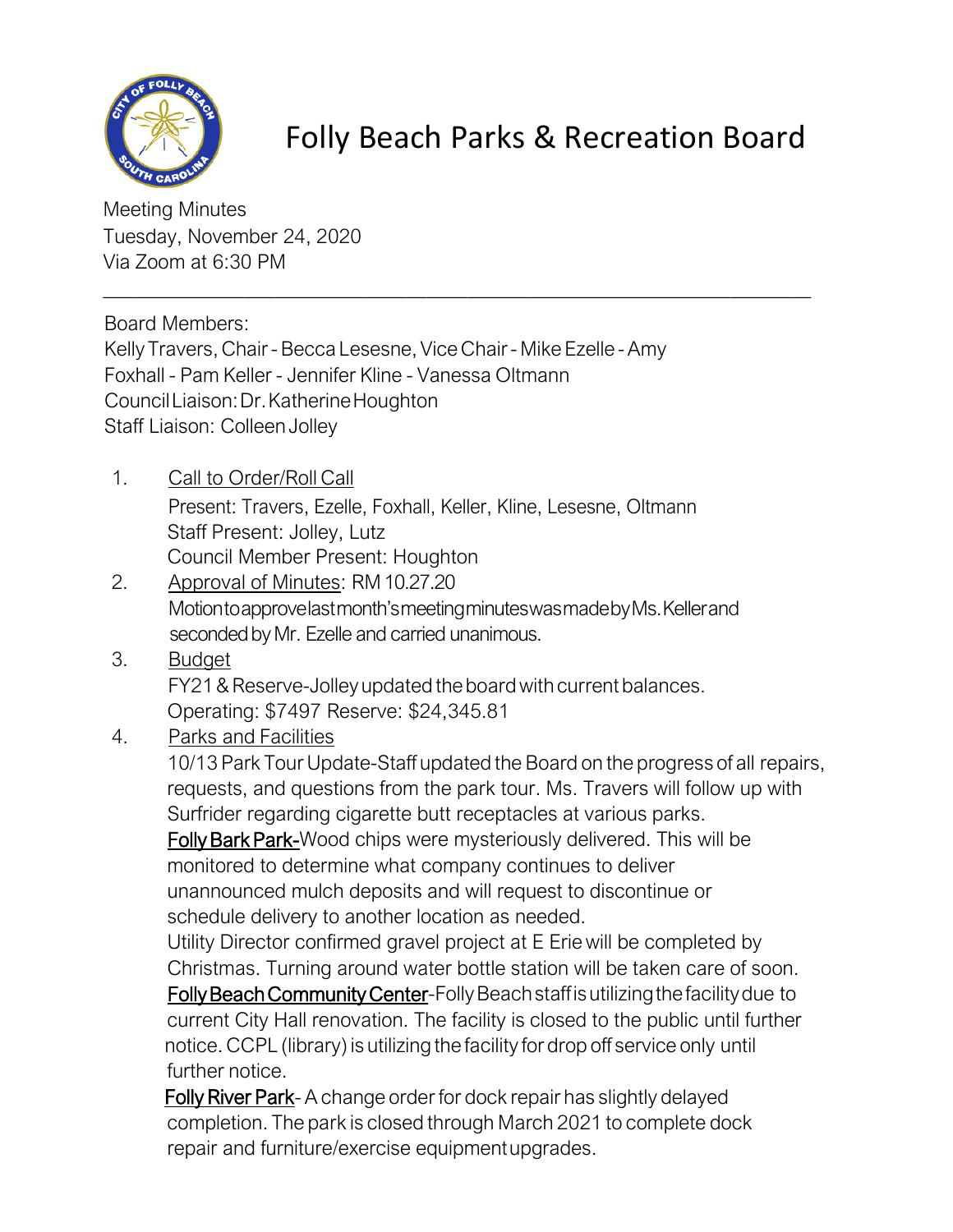# Folly Beach Parks & Recreation Board

Meeting Minutes
Tuesday, November 24, 2020
Via Zoom at 6:30 PM

---

Board Members:
Kelly Travers, Chair - Becca Lesesne, Vice Chair - Mike Ezelle - Amy Foxhall - Pam Keller - Jennifer Kline - Vanessa Oltmann
Council Liaison: Dr. Katherine Houghton
Staff Liaison: Colleen Jolley

1. Call to Order/Roll Call
   Present: Travers, Ezelle, Foxhall, Keller, Kline, Lesesne, Oltmann
   Staff Present: Jolley, Lutz
   Council Member Present: Houghton
2. Approval of Minutes: RM 10.27.20
   Motion to approve last month's meeting minutes was made by Ms. Keller and seconded by Mr. Ezelle and carried unanimous.
3. Budget
   FY21 & Reserve-Jolley updated the board with current balances.
   Operating: $7497 Reserve: $24,345.81
4. Parks and Facilities
   10/13 Park Tour Update-Staff updated the Board on the progress of all repairs, requests, and questions from the park tour. Ms. Travers will follow up with Surfrider regarding cigarette butt receptacles at various parks.
   Folly Bark Park-Wood chips were mysteriously delivered. This will be monitored to determine what company continues to deliver unannounced mulch deposits and will request to discontinue or schedule delivery to another location as needed.
   Utility Director confirmed gravel project at E Erie will be completed by Christmas. Turning around water bottle station will be taken care of soon.
   Folly Beach Community Center-Folly Beach staff is utilizing the facility due to current City Hall renovation. The facility is closed to the public until further notice. CCPL (library) is utilizing the facility for drop off service only until further notice.
   Folly River Park- A change order for dock repair has slightly delayed completion. The park is closed through March 2021 to complete dock repair and furniture/exercise equipment upgrades.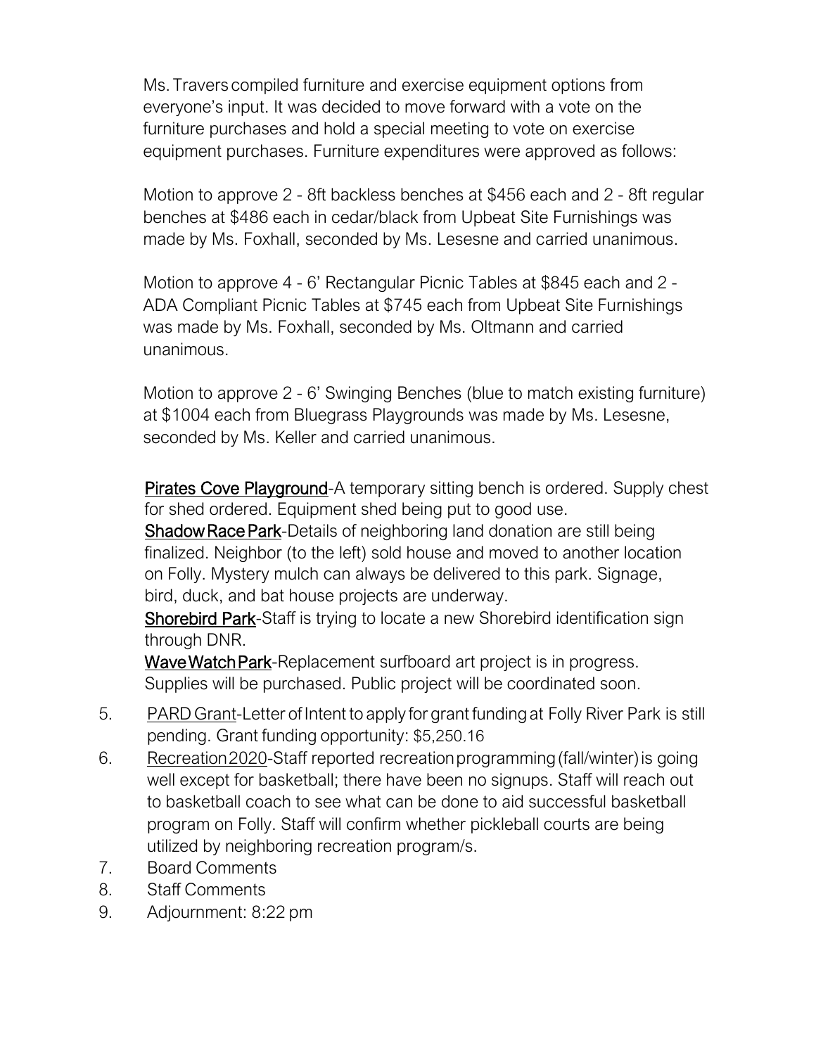Ms. Travers compiled furniture and exercise equipment options from everyone's input. It was decided to move forward with a vote on the furniture purchases and hold a special meeting to vote on exercise equipment purchases. Furniture expenditures were approved as follows:

Motion to approve 2 - 8ft backless benches at $456 each and 2 - 8ft regular benches at $486 each in cedar/black from Upbeat Site Furnishings was made by Ms. Foxhall, seconded by Ms. Lesesne and carried unanimous.

Motion to approve 4 - 6' Rectangular Picnic Tables at $845 each and 2 - ADA Compliant Picnic Tables at $745 each from Upbeat Site Furnishings was made by Ms. Foxhall, seconded by Ms. Oltmann and carried unanimous.

Motion to approve 2 - 6' Swinging Benches (blue to match existing furniture) at $1004 each from Bluegrass Playgrounds was made by Ms. Lesesne, seconded by Ms. Keller and carried unanimous.

**Pirates Cove Playground**-A temporary sitting bench is ordered. Supply chest for shed ordered. Equipment shed being put to good use.
**Shadow Race Park**-Details of neighboring land donation are still being finalized. Neighbor (to the left) sold house and moved to another location on Folly. Mystery mulch can always be delivered to this park. Signage, bird, duck, and bat house projects are underway.
**Shorebird Park**-Staff is trying to locate a new Shorebird identification sign through DNR.
**Wave Watch Park**-Replacement surfboard art project is in progress. Supplies will be purchased. Public project will be coordinated soon.

5. PARD Grant-Letter of Intent to apply for grant funding at Folly River Park is still pending. Grant funding opportunity: $5,250.16
6. Recreation 2020-Staff reported recreation programming (fall/winter) is going well except for basketball; there have been no signups. Staff will reach out to basketball coach to see what can be done to aid successful basketball program on Folly. Staff will confirm whether pickleball courts are being utilized by neighboring recreation program/s.
7. Board Comments
8. Staff Comments
9. Adjournment: 8:22 pm